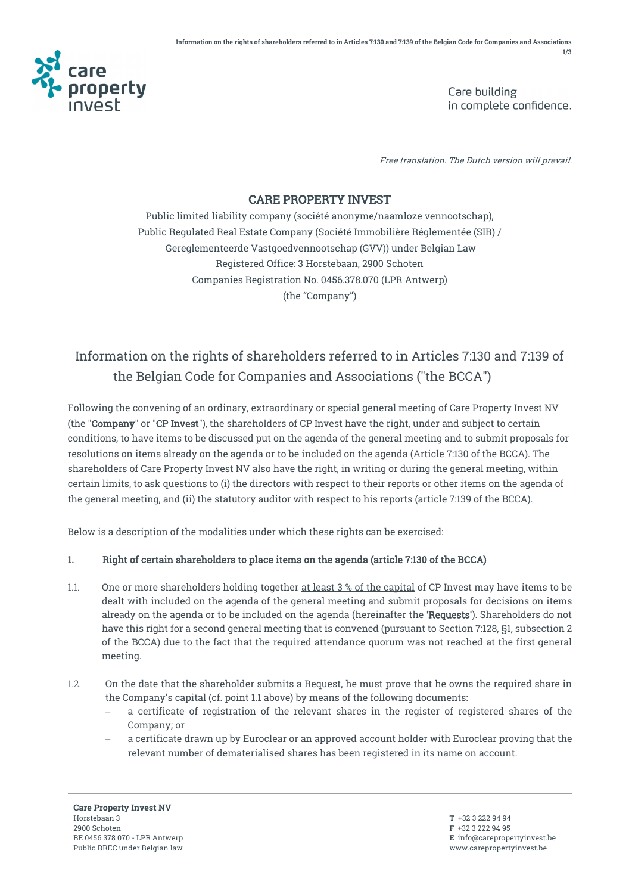Care building
in complete confidence.

*Free translation. The Dutch version will prevail.*

## CARE PROPERTY INVEST

Public limited liability company (société anonyme/naamloze vennootschap),
Public Regulated Real Estate Company (Société Immobilière Réglementée (SIR) /
Gereglementeerde Vastgoedvennootschap (GVV)) under Belgian Law
Registered Office: 3 Horstebaan, 2900 Schoten
Companies Registration No. 0456.378.070 (LPR Antwerp)
(the "Company")

# Information on the rights of shareholders referred to in Articles 7:130 and 7:139 of the Belgian Code for Companies and Associations ("the BCCA")

Following the convening of an ordinary, extraordinary or special general meeting of Care Property Invest NV (the "**Company**" or "**CP Invest**"), the shareholders of CP Invest have the right, under and subject to certain conditions, to have items to be discussed put on the agenda of the general meeting and to submit proposals for resolutions on items already on the agenda or to be included on the agenda (Article 7:130 of the BCCA). The shareholders of Care Property Invest NV also have the right, in writing or during the general meeting, within certain limits, to ask questions to (i) the directors with respect to their reports or other items on the agenda of the general meeting, and (ii) the statutory auditor with respect to his reports (article 7:139 of the BCCA).

Below is a description of the modalities under which these rights can be exercised:

## 1. Right of certain shareholders to place items on the agenda (article 7:130 of the BCCA)

1.1. One or more shareholders holding together at least 3 % of the capital of CP Invest may have items to be dealt with included on the agenda of the general meeting and submit proposals for decisions on items already on the agenda or to be included on the agenda (hereinafter the '**Requests**'). Shareholders do not have this right for a second general meeting that is convened (pursuant to Section 7:128, §1, subsection 2 of the BCCA) due to the fact that the required attendance quorum was not reached at the first general meeting.

1.2. On the date that the shareholder submits a Request, he must prove that he owns the required share in the Company's capital (cf. point 1.1 above) by means of the following documents:
- a certificate of registration of the relevant shares in the register of registered shares of the Company; or
- a certificate drawn up by Euroclear or an approved account holder with Euroclear proving that the relevant number of dematerialised shares has been registered in its name on account.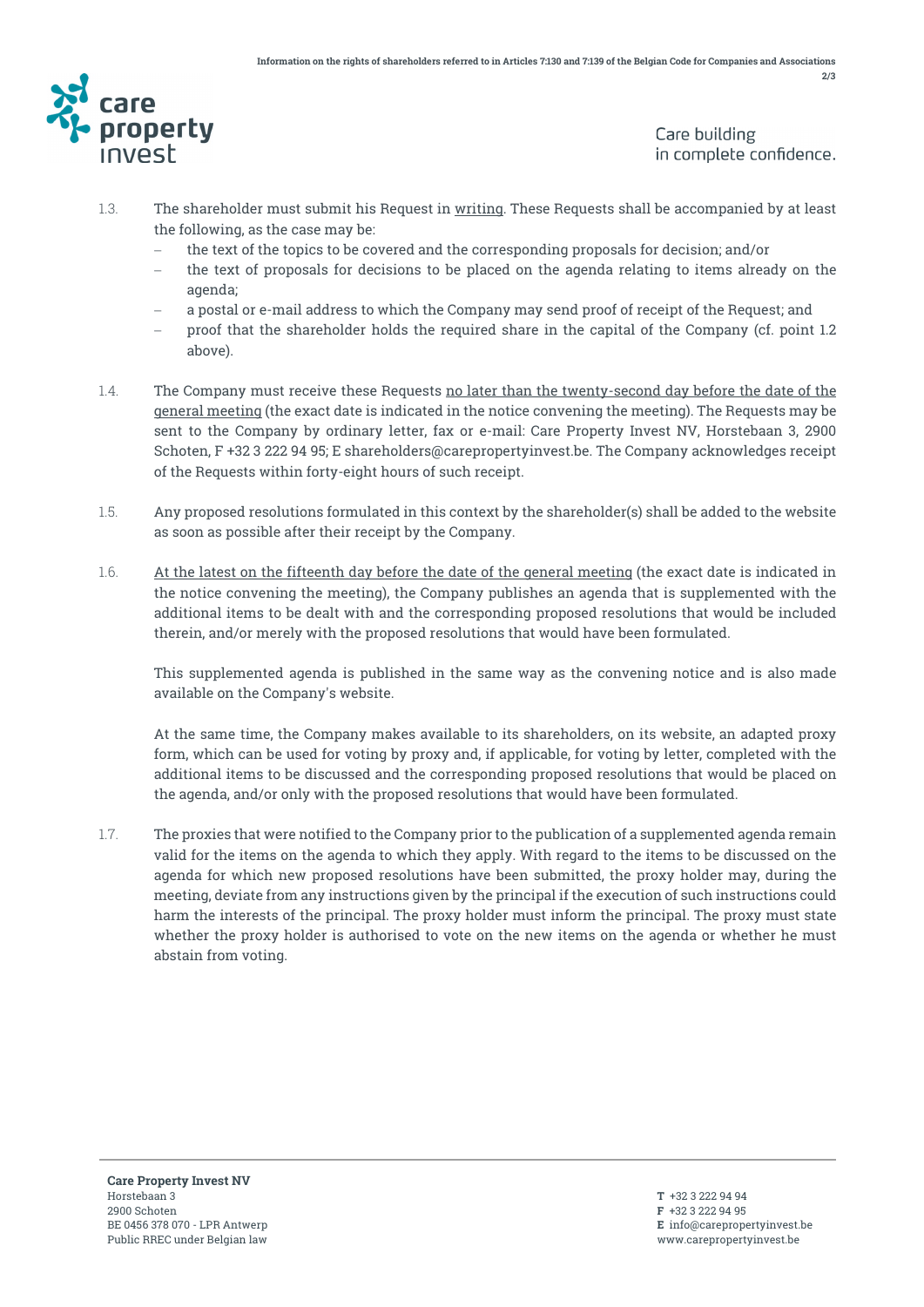1.3. The shareholder must submit his Request in writing. These Requests shall be accompanied by at least the following, as the case may be:

- the text of the topics to be covered and the corresponding proposals for decision; and/or
- the text of proposals for decisions to be placed on the agenda relating to items already on the agenda;
- a postal or e-mail address to which the Company may send proof of receipt of the Request; and
- proof that the shareholder holds the required share in the capital of the Company (cf. point 1.2 above).

1.4. The Company must receive these Requests no later than the twenty-second day before the date of the general meeting (the exact date is indicated in the notice convening the meeting). The Requests may be sent to the Company by ordinary letter, fax or e-mail: Care Property Invest NV, Horstebaan 3, 2900 Schoten, F +32 3 222 94 95; E shareholders@carepropertyinvest.be. The Company acknowledges receipt of the Requests within forty-eight hours of such receipt.

1.5. Any proposed resolutions formulated in this context by the shareholder(s) shall be added to the website as soon as possible after their receipt by the Company.

1.6. At the latest on the fifteenth day before the date of the general meeting (the exact date is indicated in the notice convening the meeting), the Company publishes an agenda that is supplemented with the additional items to be dealt with and the corresponding proposed resolutions that would be included therein, and/or merely with the proposed resolutions that would have been formulated.

This supplemented agenda is published in the same way as the convening notice and is also made available on the Company's website.

At the same time, the Company makes available to its shareholders, on its website, an adapted proxy form, which can be used for voting by proxy and, if applicable, for voting by letter, completed with the additional items to be discussed and the corresponding proposed resolutions that would be placed on the agenda, and/or only with the proposed resolutions that would have been formulated.

1.7. The proxies that were notified to the Company prior to the publication of a supplemented agenda remain valid for the items on the agenda to which they apply. With regard to the items to be discussed on the agenda for which new proposed resolutions have been submitted, the proxy holder may, during the meeting, deviate from any instructions given by the principal if the execution of such instructions could harm the interests of the principal. The proxy holder must inform the principal. The proxy must state whether the proxy holder is authorised to vote on the new items on the agenda or whether he must abstain from voting.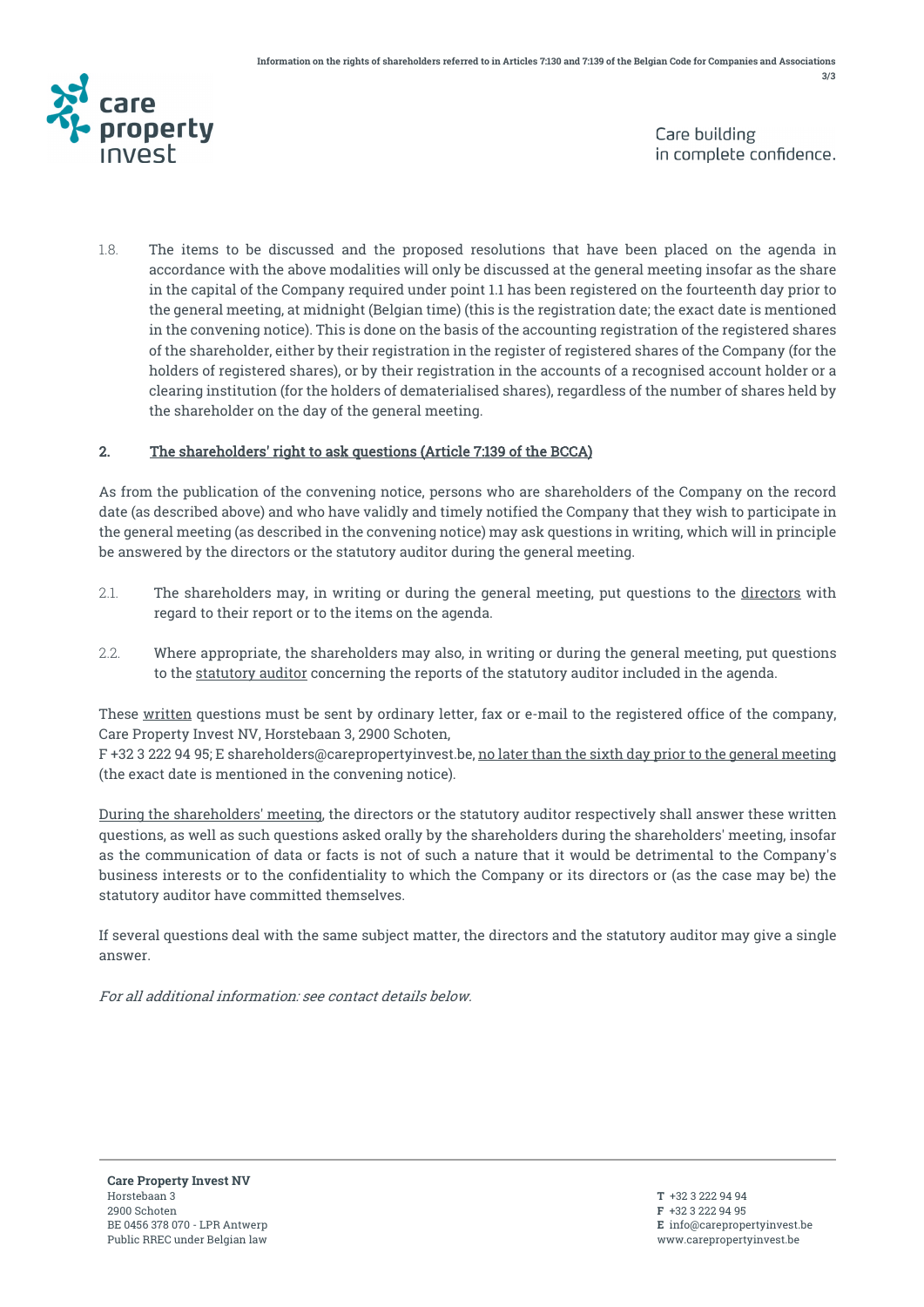1.8. The items to be discussed and the proposed resolutions that have been placed on the agenda in accordance with the above modalities will only be discussed at the general meeting insofar as the share in the capital of the Company required under point 1.1 has been registered on the fourteenth day prior to the general meeting, at midnight (Belgian time) (this is the registration date; the exact date is mentioned in the convening notice). This is done on the basis of the accounting registration of the registered shares of the shareholder, either by their registration in the register of registered shares of the Company (for the holders of registered shares), or by their registration in the accounts of a recognised account holder or a clearing institution (for the holders of dematerialised shares), regardless of the number of shares held by the shareholder on the day of the general meeting.

## 2. The shareholders' right to ask questions (Article 7:139 of the BCCA)

As from the publication of the convening notice, persons who are shareholders of the Company on the record date (as described above) and who have validly and timely notified the Company that they wish to participate in the general meeting (as described in the convening notice) may ask questions in writing, which will in principle be answered by the directors or the statutory auditor during the general meeting.

2.1. The shareholders may, in writing or during the general meeting, put questions to the directors with regard to their report or to the items on the agenda.

2.2. Where appropriate, the shareholders may also, in writing or during the general meeting, put questions to the statutory auditor concerning the reports of the statutory auditor included in the agenda.

These written questions must be sent by ordinary letter, fax or e-mail to the registered office of the company, Care Property Invest NV, Horstebaan 3, 2900 Schoten,
F +32 3 222 94 95; E shareholders@carepropertyinvest.be, no later than the sixth day prior to the general meeting (the exact date is mentioned in the convening notice).

During the shareholders' meeting, the directors or the statutory auditor respectively shall answer these written questions, as well as such questions asked orally by the shareholders during the shareholders' meeting, insofar as the communication of data or facts is not of such a nature that it would be detrimental to the Company's business interests or to the confidentiality to which the Company or its directors or (as the case may be) the statutory auditor have committed themselves.

If several questions deal with the same subject matter, the directors and the statutory auditor may give a single answer.

*For all additional information: see contact details below.*

**Care Property Invest NV**
Horstebaan 3
2900 Schoten
BE 0456 378 070 - LPR Antwerp
Public RREC under Belgian law

**T** +32 3 222 94 94
**F** +32 3 222 94 95
**E** info@carepropertyinvest.be
www.carepropertyinvest.be